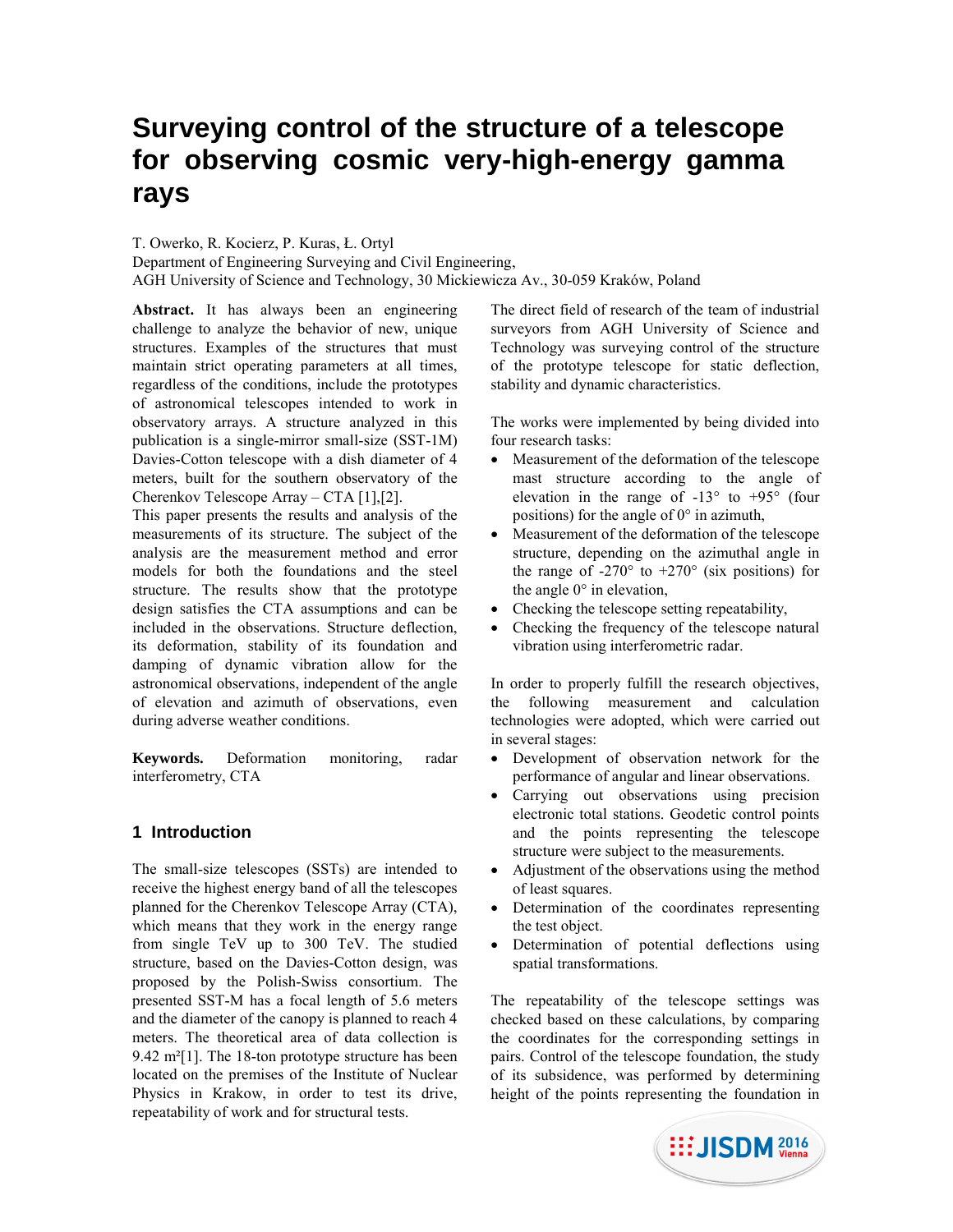# Surveying control of the structure of a telescope for observing cosmic very-high-energy gamma rays

T. Owerko, R. Kocierz, P. Kuras, Ł. Ortyl

Department of Engineering Surveying and Civil Engineering,

AGH University of Science and Technology, 30 Mickiewicza Av., 30-059 Kraków, Poland

**Abstract.** It has always been an engineering challenge to analyze the behavior of new, unique structures. Examples of the structures that must maintain strict operating parameters at all times, regardless of the conditions, include the prototypes of astronomical telescopes intended to work in observatory arrays. A structure analyzed in this publication is a single-mirror small-size (SST-1M) Davies-Cotton telescope with a dish diameter of 4 meters, built for the southern observatory of the Cherenkov Telescope Array – CTA [1],[2].

This paper presents the results and analysis of the measurements of its structure. The subject of the analysis are the measurement method and error models for both the foundations and the steel structure. The results show that the prototype design satisfies the CTA assumptions and can be included in the observations. Structure deflection, its deformation, stability of its foundation and damping of dynamic vibration allow for the astronomical observations, independent of the angle of elevation and azimuth of observations, even during adverse weather conditions.

**Keywords.** Deformation monitoring, radar interferometry, CTA

## 1 Introduction

The small-size telescopes (SSTs) are intended to receive the highest energy band of all the telescopes planned for the Cherenkov Telescope Array (CTA), which means that they work in the energy range from single TeV up to 300 TeV. The studied structure, based on the Davies-Cotton design, was proposed by the Polish-Swiss consortium. The presented SST-M has a focal length of 5.6 meters and the diameter of the canopy is planned to reach 4 meters. The theoretical area of data collection is 9.42 m²[1]. The 18-ton prototype structure has been located on the premises of the Institute of Nuclear Physics in Krakow, in order to test its drive, repeatability of work and for structural tests.

The direct field of research of the team of industrial surveyors from AGH University of Science and Technology was surveying control of the structure of the prototype telescope for static deflection, stability and dynamic characteristics.

The works were implemented by being divided into four research tasks:

- Measurement of the deformation of the telescope mast structure according to the angle of elevation in the range of -13° to +95° (four positions) for the angle of 0° in azimuth,
- Measurement of the deformation of the telescope structure, depending on the azimuthal angle in the range of -270° to +270° (six positions) for the angle 0° in elevation,
- Checking the telescope setting repeatability,
- Checking the frequency of the telescope natural vibration using interferometric radar.

In order to properly fulfill the research objectives, the following measurement and calculation technologies were adopted, which were carried out in several stages:

- Development of observation network for the performance of angular and linear observations.
- Carrying out observations using precision electronic total stations. Geodetic control points and the points representing the telescope structure were subject to the measurements.
- Adjustment of the observations using the method of least squares.
- Determination of the coordinates representing the test object.
- Determination of potential deflections using spatial transformations.

The repeatability of the telescope settings was checked based on these calculations, by comparing the coordinates for the corresponding settings in pairs. Control of the telescope foundation, the study of its subsidence, was performed by determining height of the points representing the foundation in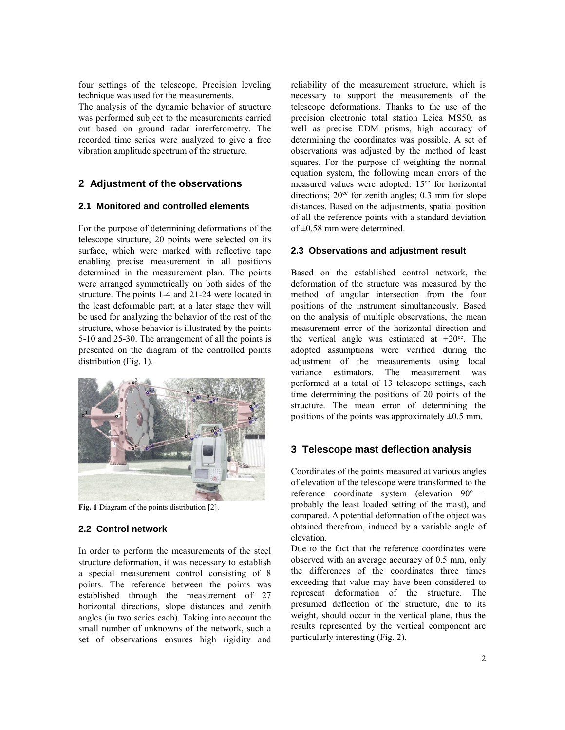four settings of the telescope. Precision leveling technique was used for the measurements.

The analysis of the dynamic behavior of structure was performed subject to the measurements carried out based on ground radar interferometry. The recorded time series were analyzed to give a free vibration amplitude spectrum of the structure.

## 2 Adjustment of the observations

### 2.1 Monitored and controlled elements

For the purpose of determining deformations of the telescope structure, 20 points were selected on its surface, which were marked with reflective tape enabling precise measurement in all positions determined in the measurement plan. The points were arranged symmetrically on both sides of the structure. The points 1-4 and 21-24 were located in the least deformable part; at a later stage they will be used for analyzing the behavior of the rest of the structure, whose behavior is illustrated by the points 5-10 and 25-30. The arrangement of all the points is presented on the diagram of the controlled points distribution (Fig. 1).

**Fig. 1** Diagram of the points distribution [2].

### 2.2 Control network

In order to perform the measurements of the steel structure deformation, it was necessary to establish a special measurement control consisting of 8 points. The reference between the points was established through the measurement of 27 horizontal directions, slope distances and zenith angles (in two series each). Taking into account the small number of unknowns of the network, such a set of observations ensures high rigidity and reliability of the measurement structure, which is necessary to support the measurements of the telescope deformations. Thanks to the use of the precision electronic total station Leica MS50, as well as precise EDM prisms, high accuracy of determining the coordinates was possible. A set of observations was adjusted by the method of least squares. For the purpose of weighting the normal equation system, the following mean errors of the measured values were adopted: $15^{cc}$ for horizontal directions; $20^{cc}$ for zenith angles; 0.3 mm for slope distances. Based on the adjustments, spatial position of all the reference points with a standard deviation of ±0.58 mm were determined.

### 2.3 Observations and adjustment result

Based on the established control network, the deformation of the structure was measured by the method of angular intersection from the four positions of the instrument simultaneously. Based on the analysis of multiple observations, the mean measurement error of the horizontal direction and the vertical angle was estimated at $\pm 20^{cc}$. The adopted assumptions were verified during the adjustment of the measurements using local variance estimators. The measurement was performed at a total of 13 telescope settings, each time determining the positions of 20 points of the structure. The mean error of determining the positions of the points was approximately ±0.5 mm.

## 3 Telescope mast deflection analysis

Coordinates of the points measured at various angles of elevation of the telescope were transformed to the reference coordinate system (elevation 90º – probably the least loaded setting of the mast), and compared. A potential deformation of the object was obtained therefrom, induced by a variable angle of elevation.

Due to the fact that the reference coordinates were observed with an average accuracy of 0.5 mm, only the differences of the coordinates three times exceeding that value may have been considered to represent deformation of the structure. The presumed deflection of the structure, due to its weight, should occur in the vertical plane, thus the results represented by the vertical component are particularly interesting (Fig. 2).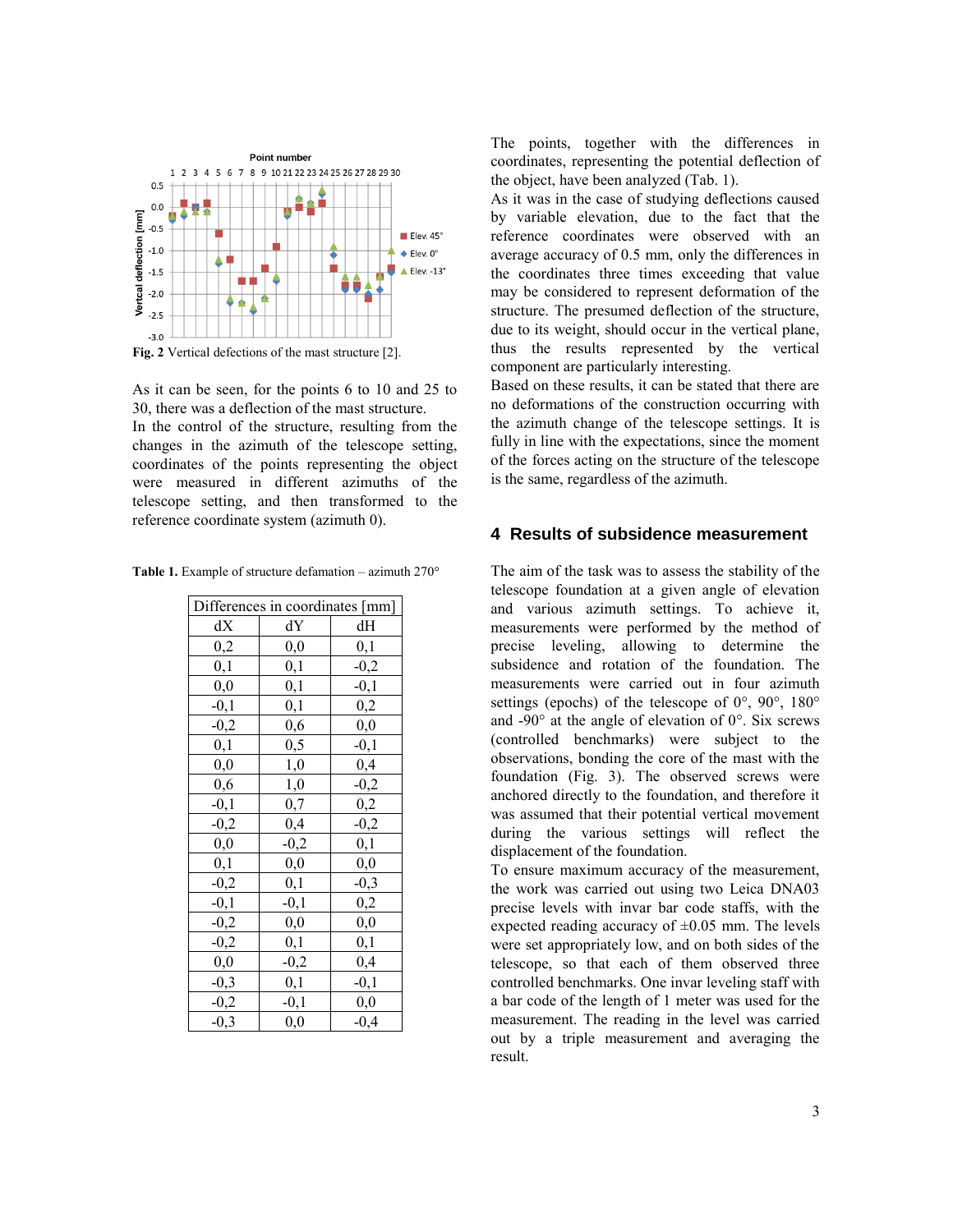Fig. 2 Vertical defections of the mast structure [2].

As it can be seen, for the points 6 to 10 and 25 to 30, there was a deflection of the mast structure.

In the control of the structure, resulting from the changes in the azimuth of the telescope setting, coordinates of the points representing the object were measured in different azimuths of the telescope setting, and then transformed to the reference coordinate system (azimuth 0).

**Table 1.** Example of structure defamation – azimuth 270°

| Differences in coordinates [mm] | | |
|---|---|---|
| dX | dY | dH |
| 0,2 | 0,0 | 0,1 |
| 0,1 | 0,1 | -0,2 |
| 0,0 | 0,1 | -0,1 |
| -0,1 | 0,1 | 0,2 |
| -0,2 | 0,6 | 0,0 |
| 0,1 | 0,5 | -0,1 |
| 0,0 | 1,0 | 0,4 |
| 0,6 | 1,0 | -0,2 |
| -0,1 | 0,7 | 0,2 |
| -0,2 | 0,4 | -0,2 |
| 0,0 | -0,2 | 0,1 |
| 0,1 | 0,0 | 0,0 |
| -0,2 | 0,1 | -0,3 |
| -0,1 | -0,1 | 0,2 |
| -0,2 | 0,0 | 0,0 |
| -0,2 | 0,1 | 0,1 |
| 0,0 | -0,2 | 0,4 |
| -0,3 | 0,1 | -0,1 |
| -0,2 | -0,1 | 0,0 |
| -0,3 | 0,0 | -0,4 |

The points, together with the differences in coordinates, representing the potential deflection of the object, have been analyzed (Tab. 1).

As it was in the case of studying deflections caused by variable elevation, due to the fact that the reference coordinates were observed with an average accuracy of 0.5 mm, only the differences in the coordinates three times exceeding that value may be considered to represent deformation of the structure. The presumed deflection of the structure, due to its weight, should occur in the vertical plane, thus the results represented by the vertical component are particularly interesting.

Based on these results, it can be stated that there are no deformations of the construction occurring with the azimuth change of the telescope settings. It is fully in line with the expectations, since the moment of the forces acting on the structure of the telescope is the same, regardless of the azimuth.

## 4 Results of subsidence measurement

The aim of the task was to assess the stability of the telescope foundation at a given angle of elevation and various azimuth settings. To achieve it, measurements were performed by the method of precise leveling, allowing to determine the subsidence and rotation of the foundation. The measurements were carried out in four azimuth settings (epochs) of the telescope of 0°, 90°, 180° and -90° at the angle of elevation of 0°. Six screws (controlled benchmarks) were subject to the observations, bonding the core of the mast with the foundation (Fig. 3). The observed screws were anchored directly to the foundation, and therefore it was assumed that their potential vertical movement during the various settings will reflect the displacement of the foundation.

To ensure maximum accuracy of the measurement, the work was carried out using two Leica DNA03 precise levels with invar bar code staffs, with the expected reading accuracy of ±0.05 mm. The levels were set appropriately low, and on both sides of the telescope, so that each of them observed three controlled benchmarks. One invar leveling staff with a bar code of the length of 1 meter was used for the measurement. The reading in the level was carried out by a triple measurement and averaging the result.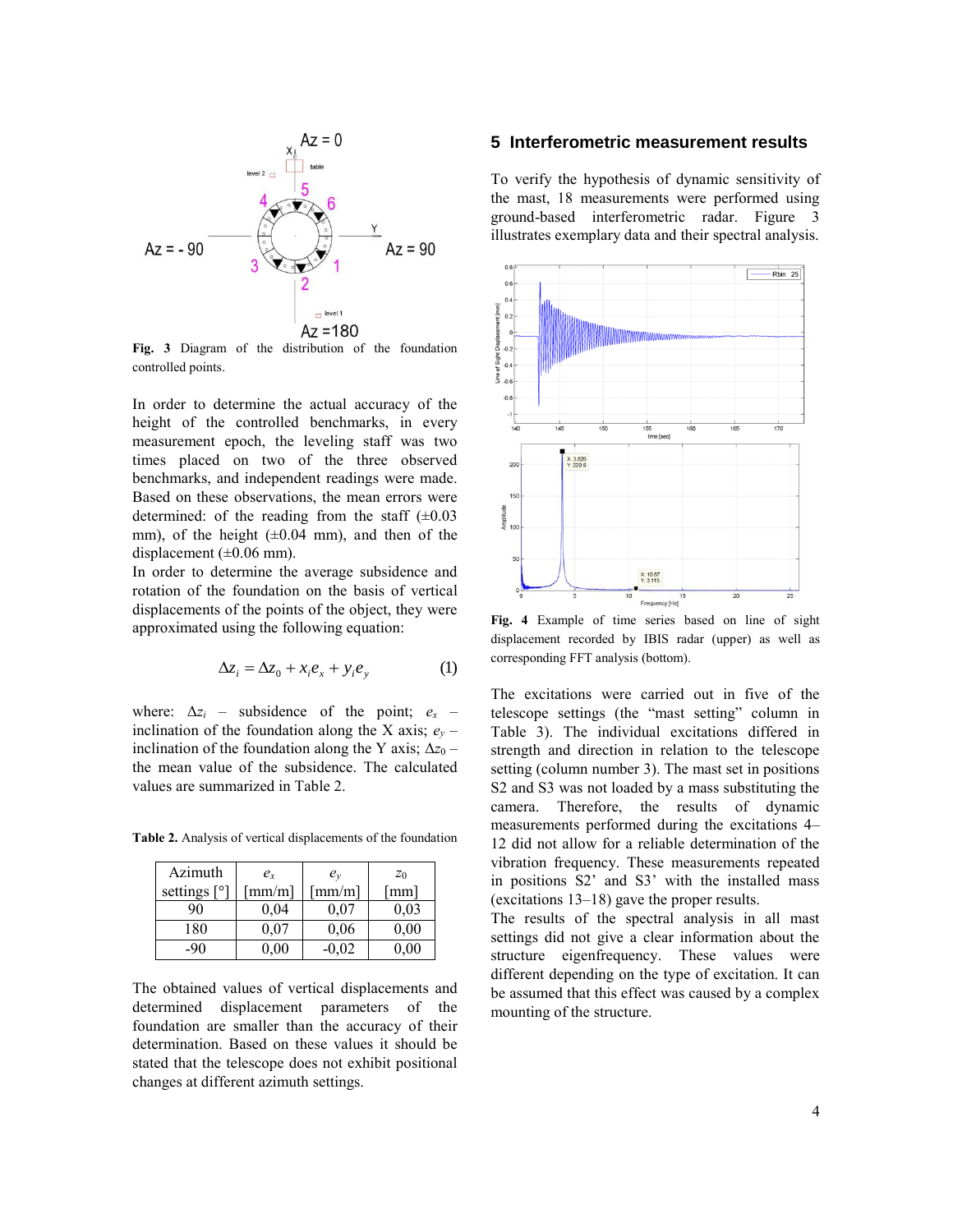Fig. 3 Diagram of the distribution of the foundation controlled points.

In order to determine the actual accuracy of the height of the controlled benchmarks, in every measurement epoch, the leveling staff was two times placed on two of the three observed benchmarks, and independent readings were made. Based on these observations, the mean errors were determined: of the reading from the staff (±0.03 mm), of the height (±0.04 mm), and then of the displacement (±0.06 mm).

In order to determine the average subsidence and rotation of the foundation on the basis of vertical displacements of the points of the object, they were approximated using the following equation:

$$\Delta z_i = \Delta z_0 + x_i e_x + y_i e_y \qquad (1)$$

where: $\Delta z_i$ – subsidence of the point; $e_x$ – inclination of the foundation along the X axis; $e_y$ – inclination of the foundation along the Y axis; $\Delta z_0$ – the mean value of the subsidence. The calculated values are summarized in Table 2.

**Table 2.** Analysis of vertical displacements of the foundation

| Azimuth settings [°] | $e_x$ [mm/m] | $e_y$ [mm/m] | $z_0$ [mm] |
|---|---|---|---|
| 90 | 0,04 | 0,07 | 0,03 |
| 180 | 0,07 | 0,06 | 0,00 |
| -90 | 0,00 | -0,02 | 0,00 |

The obtained values of vertical displacements and determined displacement parameters of the foundation are smaller than the accuracy of their determination. Based on these values it should be stated that the telescope does not exhibit positional changes at different azimuth settings.

## 5 Interferometric measurement results

To verify the hypothesis of dynamic sensitivity of the mast, 18 measurements were performed using ground-based interferometric radar. Figure 3 illustrates exemplary data and their spectral analysis.

**Fig. 4** Example of time series based on line of sight displacement recorded by IBIS radar (upper) as well as corresponding FFT analysis (bottom).

The excitations were carried out in five of the telescope settings (the "mast setting" column in Table 3). The individual excitations differed in strength and direction in relation to the telescope setting (column number 3). The mast set in positions S2 and S3 was not loaded by a mass substituting the camera. Therefore, the results of dynamic measurements performed during the excitations 4–12 did not allow for a reliable determination of the vibration frequency. These measurements repeated in positions S2' and S3' with the installed mass (excitations 13–18) gave the proper results.

The results of the spectral analysis in all mast settings did not give a clear information about the structure eigenfrequency. These values were different depending on the type of excitation. It can be assumed that this effect was caused by a complex mounting of the structure.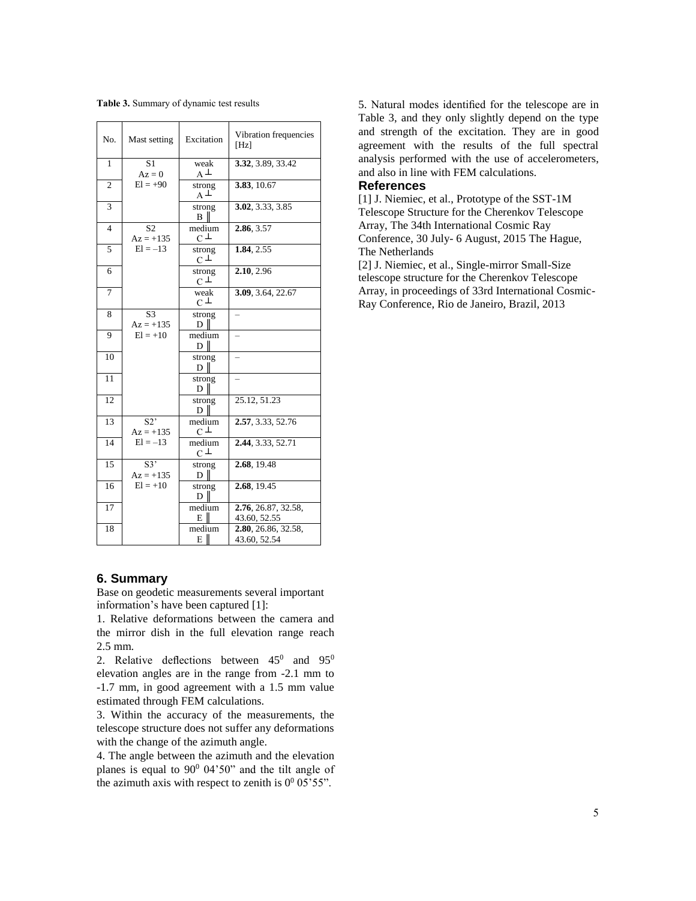**Table 3.** Summary of dynamic test results

| No. | Mast setting | Excitation | Vibration frequencies [Hz] |
|---|---|---|---|
| 1 | S1 Az = 0 El = +90 | weak A ⊥ | **3.32**, 3.89, 33.42 |
| 2 | | strong A ⊥ | **3.83**, 10.67 |
| 3 | | strong B ‖ | **3.02**, 3.33, 3.85 |
| 4 | S2 Az = +135 El = –13 | medium C ⊥ | **2.86**, 3.57 |
| 5 | | strong C ⊥ | **1.84**, 2.55 |
| 6 | | strong C ⊥ | **2.10**, 2.96 |
| 7 | | weak C ⊥ | **3.09**, 3.64, 22.67 |
| 8 | S3 Az = +135 El = +10 | strong D ‖ | – |
| 9 | | medium D ‖ | – |
| 10 | | strong D ‖ | – |
| 11 | | strong D ‖ | – |
| 12 | | strong D ‖ | 25.12, 51.23 |
| 13 | S2' Az = +135 El = –13 | medium C ⊥ | **2.57**, 3.33, 52.76 |
| 14 | | medium C ⊥ | **2.44**, 3.33, 52.71 |
| 15 | S3' Az = +135 El = +10 | strong D ‖ | **2.68**, 19.48 |
| 16 | | strong D ‖ | **2.68**, 19.45 |
| 17 | | medium E ‖ | **2.76**, 26.87, 32.58, 43.60, 52.55 |
| 18 | | medium E ‖ | **2.80**, 26.86, 32.58, 43.60, 52.54 |

## 6. Summary

Base on geodetic measurements several important information's have been captured [1]:

1. Relative deformations between the camera and the mirror dish in the full elevation range reach 2.5 mm.

2. Relative deflections between $45^0$ and $95^0$ elevation angles are in the range from -2.1 mm to -1.7 mm, in good agreement with a 1.5 mm value estimated through FEM calculations.

3. Within the accuracy of the measurements, the telescope structure does not suffer any deformations with the change of the azimuth angle.

4. The angle between the azimuth and the elevation planes is equal to $90^0$ 04'50" and the tilt angle of the azimuth axis with respect to zenith is $0^0$ 05'55".

5. Natural modes identified for the telescope are in Table 3, and they only slightly depend on the type and strength of the excitation. They are in good agreement with the results of the full spectral analysis performed with the use of accelerometers, and also in line with FEM calculations.

## References

[1] J. Niemiec, et al., Prototype of the SST-1M Telescope Structure for the Cherenkov Telescope Array, The 34th International Cosmic Ray Conference, 30 July- 6 August, 2015 The Hague, The Netherlands

[2] J. Niemiec, et al., Single-mirror Small-Size telescope structure for the Cherenkov Telescope Array, in proceedings of 33rd International Cosmic-Ray Conference, Rio de Janeiro, Brazil, 2013